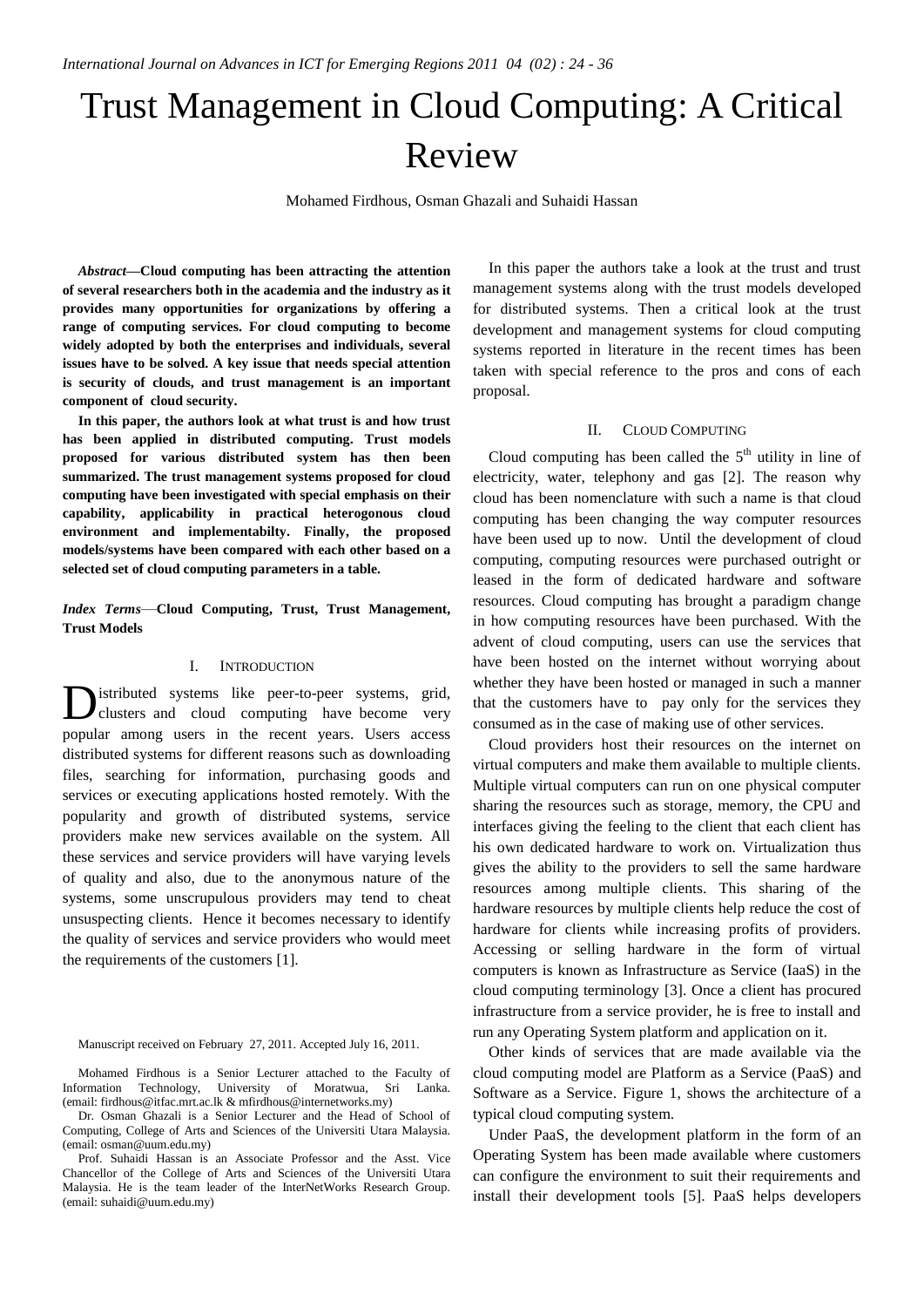# Trust Management in Cloud Computing: A Critical Review

Mohamed Firdhous, Osman Ghazali and Suhaidi Hassan

***Abstract*—Cloud computing has been attracting the attention of several researchers both in the academia and the industry as it provides many opportunities for organizations by offering a range of computing services. For cloud computing to become widely adopted by both the enterprises and individuals, several issues have to be solved. A key issue that needs special attention is security of clouds, and trust management is an important component of cloud security.**

**In this paper, the authors look at what trust is and how trust has been applied in distributed computing. Trust models proposed for various distributed system has then been summarized. The trust management systems proposed for cloud computing have been investigated with special emphasis on their capability, applicability in practical heterogonous cloud environment and implementabilty. Finally, the proposed models/systems have been compared with each other based on a selected set of cloud computing parameters in a table.**

***Index Terms*—Cloud Computing, Trust, Trust Management, Trust Models**

## I. Introduction

Distributed systems like peer-to-peer systems, grid, clusters and cloud computing have become very popular among users in the recent years. Users access distributed systems for different reasons such as downloading files, searching for information, purchasing goods and services or executing applications hosted remotely. With the popularity and growth of distributed systems, service providers make new services available on the system. All these services and service providers will have varying levels of quality and also, due to the anonymous nature of the systems, some unscrupulous providers may tend to cheat unsuspecting clients. Hence it becomes necessary to identify the quality of services and service providers who would meet the requirements of the customers [1].

In this paper the authors take a look at the trust and trust management systems along with the trust models developed for distributed systems. Then a critical look at the trust development and management systems for cloud computing systems reported in literature in the recent times has been taken with special reference to the pros and cons of each proposal.

## II. Cloud Computing

Cloud computing has been called the 5th utility in line of electricity, water, telephony and gas [2]. The reason why cloud has been nomenclature with such a name is that cloud computing has been changing the way computer resources have been used up to now. Until the development of cloud computing, computing resources were purchased outright or leased in the form of dedicated hardware and software resources. Cloud computing has brought a paradigm change in how computing resources have been purchased. With the advent of cloud computing, users can use the services that have been hosted on the internet without worrying about whether they have been hosted or managed in such a manner that the customers have to pay only for the services they consumed as in the case of making use of other services.

Cloud providers host their resources on the internet on virtual computers and make them available to multiple clients. Multiple virtual computers can run on one physical computer sharing the resources such as storage, memory, the CPU and interfaces giving the feeling to the client that each client has his own dedicated hardware to work on. Virtualization thus gives the ability to the providers to sell the same hardware resources among multiple clients. This sharing of the hardware resources by multiple clients help reduce the cost of hardware for clients while increasing profits of providers. Accessing or selling hardware in the form of virtual computers is known as Infrastructure as Service (IaaS) in the cloud computing terminology [3]. Once a client has procured infrastructure from a service provider, he is free to install and run any Operating System platform and application on it.

Other kinds of services that are made available via the cloud computing model are Platform as a Service (PaaS) and Software as a Service. Figure 1, shows the architecture of a typical cloud computing system.

Under PaaS, the development platform in the form of an Operating System has been made available where customers can configure the environment to suit their requirements and install their development tools [5]. PaaS helps developers

Manuscript received on February 27, 2011. Accepted July 16, 2011.

Mohamed Firdhous is a Senior Lecturer attached to the Faculty of Information Technology, University of Moratwua, Sri Lanka. (email: firdhous@itfac.mrt.ac.lk & mfirdhous@internetworks.my)

Dr. Osman Ghazali is a Senior Lecturer and the Head of School of Computing, College of Arts and Sciences of the Universiti Utara Malaysia. (email: osman@uum.edu.my)

Prof. Suhaidi Hassan is an Associate Professor and the Asst. Vice Chancellor of the College of Arts and Sciences of the Universiti Utara Malaysia. He is the team leader of the InterNetWorks Research Group. (email: suhaidi@uum.edu.my)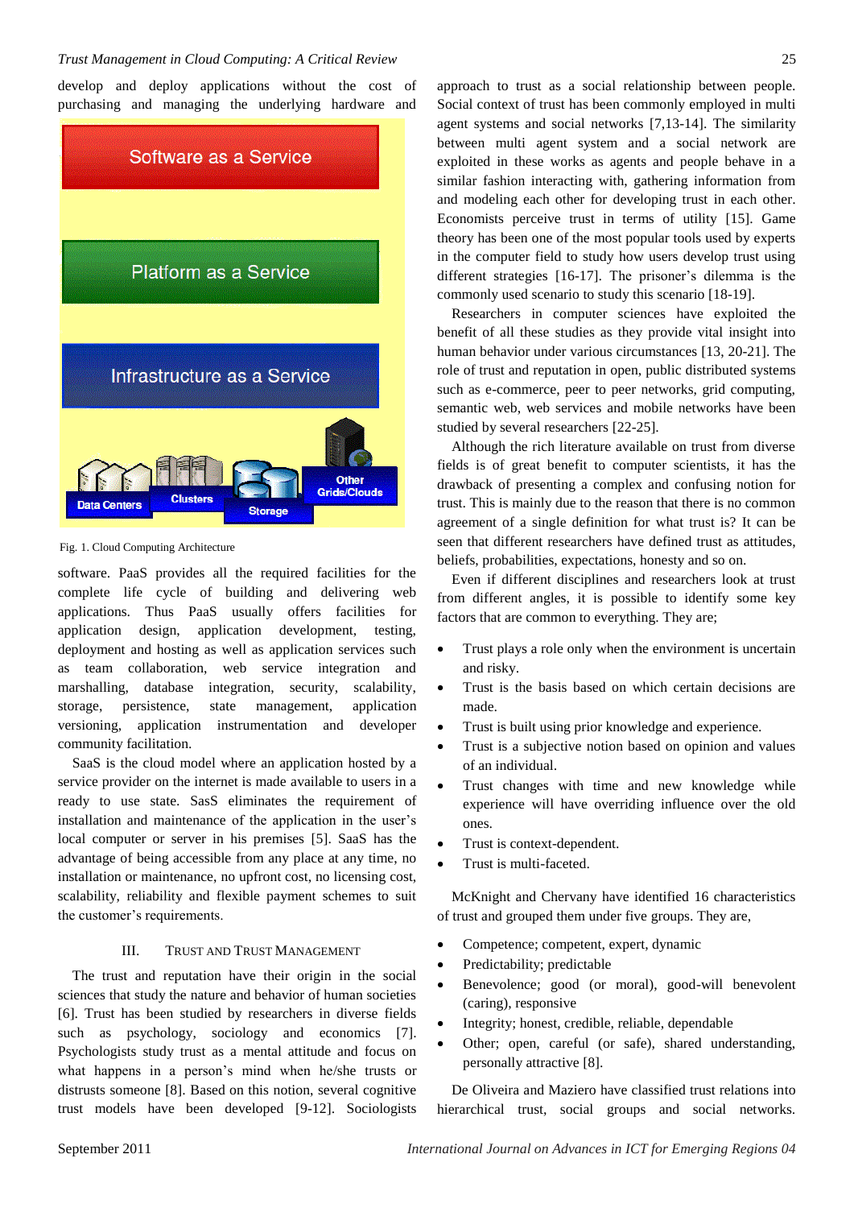develop and deploy applications without the cost of purchasing and managing the underlying hardware and software. PaaS provides all the required facilities for the complete life cycle of building and delivering web applications. Thus PaaS usually offers facilities for application design, application development, testing, deployment and hosting as well as application services such as team collaboration, web service integration and marshalling, database integration, security, scalability, storage, persistence, state management, application versioning, application instrumentation and developer community facilitation.

Fig. 1. Cloud Computing Architecture

SaaS is the cloud model where an application hosted by a service provider on the internet is made available to users in a ready to use state. SasS eliminates the requirement of installation and maintenance of the application in the user's local computer or server in his premises [5]. SaaS has the advantage of being accessible from any place at any time, no installation or maintenance, no upfront cost, no licensing cost, scalability, reliability and flexible payment schemes to suit the customer's requirements.

## III. Trust and Trust Management

The trust and reputation have their origin in the social sciences that study the nature and behavior of human societies [6]. Trust has been studied by researchers in diverse fields such as psychology, sociology and economics [7]. Psychologists study trust as a mental attitude and focus on what happens in a person's mind when he/she trusts or distrusts someone [8]. Based on this notion, several cognitive trust models have been developed [9-12]. Sociologists approach to trust as a social relationship between people. Social context of trust has been commonly employed in multi agent systems and social networks [7,13-14]. The similarity between multi agent system and a social network are exploited in these works as agents and people behave in a similar fashion interacting with, gathering information from and modeling each other for developing trust in each other. Economists perceive trust in terms of utility [15]. Game theory has been one of the most popular tools used by experts in the computer field to study how users develop trust using different strategies [16-17]. The prisoner's dilemma is the commonly used scenario to study this scenario [18-19].

Researchers in computer sciences have exploited the benefit of all these studies as they provide vital insight into human behavior under various circumstances [13, 20-21]. The role of trust and reputation in open, public distributed systems such as e-commerce, peer to peer networks, grid computing, semantic web, web services and mobile networks have been studied by several researchers [22-25].

Although the rich literature available on trust from diverse fields is of great benefit to computer scientists, it has the drawback of presenting a complex and confusing notion for trust. This is mainly due to the reason that there is no common agreement of a single definition for what trust is? It can be seen that different researchers have defined trust as attitudes, beliefs, probabilities, expectations, honesty and so on.

Even if different disciplines and researchers look at trust from different angles, it is possible to identify some key factors that are common to everything. They are;

- Trust plays a role only when the environment is uncertain and risky.
- Trust is the basis based on which certain decisions are made.
- Trust is built using prior knowledge and experience.
- Trust is a subjective notion based on opinion and values of an individual.
- Trust changes with time and new knowledge while experience will have overriding influence over the old ones.
- Trust is context-dependent.
- Trust is multi-faceted.

McKnight and Chervany have identified 16 characteristics of trust and grouped them under five groups. They are,

- Competence; competent, expert, dynamic
- Predictability; predictable
- Benevolence; good (or moral), good-will benevolent (caring), responsive
- Integrity; honest, credible, reliable, dependable
- Other; open, careful (or safe), shared understanding, personally attractive [8].

De Oliveira and Maziero have classified trust relations into hierarchical trust, social groups and social networks.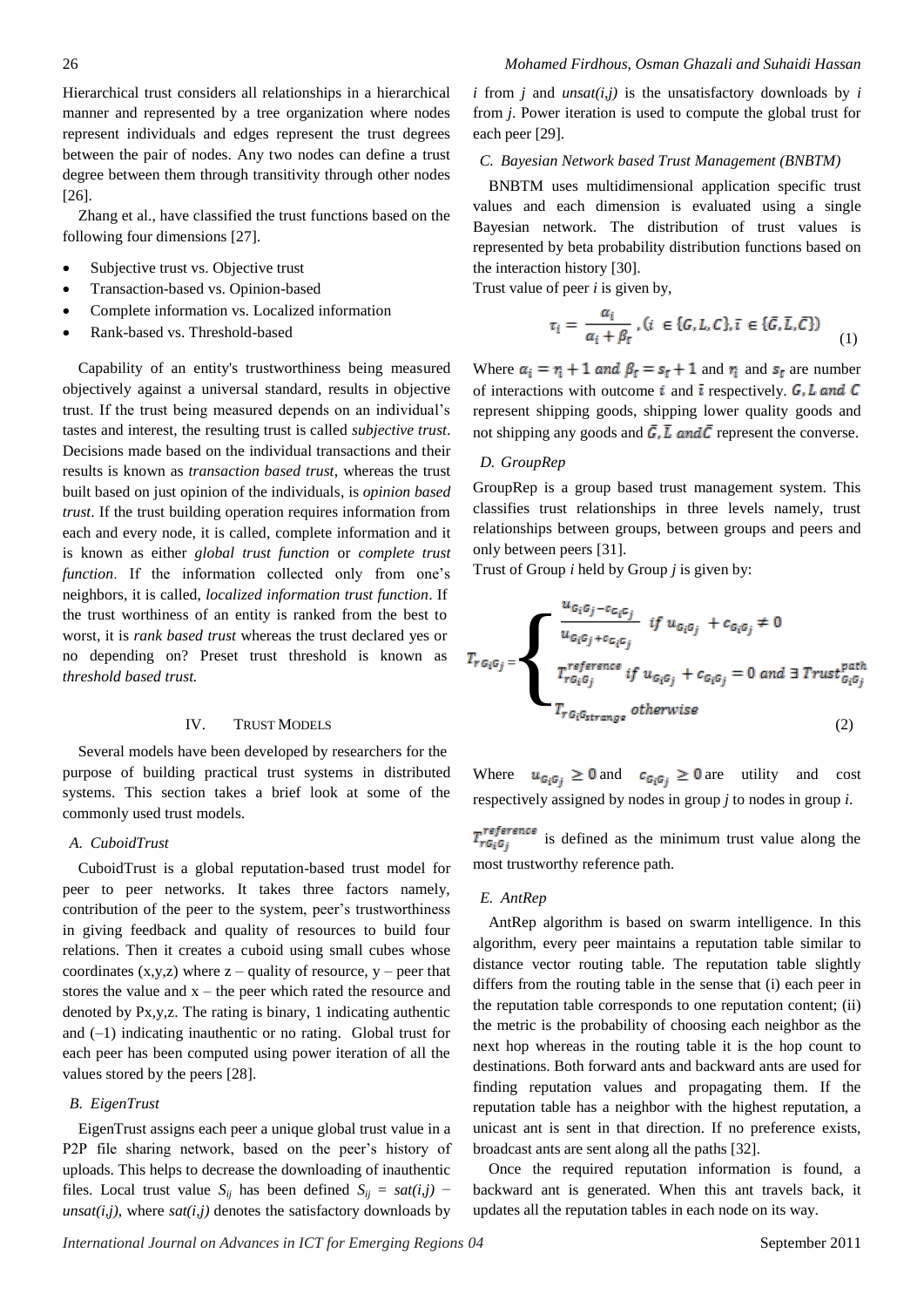Hierarchical trust considers all relationships in a hierarchical manner and represented by a tree organization where nodes represent individuals and edges represent the trust degrees between the pair of nodes. Any two nodes can define a trust degree between them through transitivity through other nodes [26].

Zhang et al., have classified the trust functions based on the following four dimensions [27].

- Subjective trust vs. Objective trust
- Transaction-based vs. Opinion-based
- Complete information vs. Localized information
- Rank-based vs. Threshold-based

Capability of an entity's trustworthiness being measured objectively against a universal standard, results in objective trust. If the trust being measured depends on an individual's tastes and interest, the resulting trust is called *subjective trust*. Decisions made based on the individual transactions and their results is known as *transaction based trust*, whereas the trust built based on just opinion of the individuals, is *opinion based trust*. If the trust building operation requires information from each and every node, it is called, complete information and it is known as either *global trust function* or *complete trust function*. If the information collected only from one's neighbors, it is called, *localized information trust function*. If the trust worthiness of an entity is ranked from the best to worst, it is *rank based trust* whereas the trust declared yes or no depending on? Preset trust threshold is known as *threshold based trust.*

# IV. Trust Models

Several models have been developed by researchers for the purpose of building practical trust systems in distributed systems. This section takes a brief look at some of the commonly used trust models.

## A. CuboidTrust

CuboidTrust is a global reputation-based trust model for peer to peer networks. It takes three factors namely, contribution of the peer to the system, peer's trustworthiness in giving feedback and quality of resources to build four relations. Then it creates a cuboid using small cubes whose coordinates (x,y,z) where z – quality of resource, y – peer that stores the value and x – the peer which rated the resource and denoted by Px,y,z. The rating is binary, 1 indicating authentic and (–1) indicating inauthentic or no rating. Global trust for each peer has been computed using power iteration of all the values stored by the peers [28].

## B. EigenTrust

EigenTrust assigns each peer a unique global trust value in a P2P file sharing network, based on the peer's history of uploads. This helps to decrease the downloading of inauthentic files. Local trust value $S_{ij}$ has been defined $S_{ij} = sat(i,j) - unsat(i,j)$, where *sat(i,j)* denotes the satisfactory downloads by *i* from *j* and *unsat(i,j)* is the unsatisfactory downloads by *i* from *j*. Power iteration is used to compute the global trust for each peer [29].

## C. Bayesian Network based Trust Management (BNBTM)

BNBTM uses multidimensional application specific trust values and each dimension is evaluated using a single Bayesian network. The distribution of trust values is represented by beta probability distribution functions based on the interaction history [30].

Trust value of peer *i* is given by,

$$\tau_i = \frac{\alpha_i}{\alpha_i + \beta_{\bar{\iota}}}, (i \in \{G, L, C\}, \bar{\iota} \in \{\bar{G}, \bar{L}, \bar{C}\}) \quad (1)$$

Where $\alpha_i = r_i + 1$ and $\beta_{\bar{\iota}} = s_{\bar{\iota}} + 1$ and $r_i$ and $s_{\bar{\iota}}$ are number of interactions with outcome $i$ and $\bar{\iota}$ respectively. $G, L$ and $C$ represent shipping goods, shipping lower quality goods and not shipping any goods and $\bar{G}, \bar{L}$ and $\bar{C}$ represent the converse.

## D. GroupRep

GroupRep is a group based trust management system. This classifies trust relationships in three levels namely, trust relationships between groups, between groups and peers and only between peers [31].

Trust of Group *i* held by Group *j* is given by:

$$T_{rG_iG_j} = \begin{cases} \dfrac{u_{G_iG_j} - c_{G_iG_j}}{u_{G_iG_j} + c_{G_iG_j}} & \text{if } u_{G_iG_j} + c_{G_iG_j} \neq 0 \\ T_{rG_iG_j}^{reference} & \text{if } u_{G_iG_j} + c_{G_iG_j} = 0 \text{ and } \exists\, Trust_{G_iG_j}^{path} \\ T_{rG_iG_{strange}} & \text{otherwise} \end{cases} \quad (2)$$

Where $u_{G_iG_j} \geq 0$ and $c_{G_iG_j} \geq 0$ are utility and cost respectively assigned by nodes in group *j* to nodes in group *i*.

$T_{rG_iG_j}^{reference}$ is defined as the minimum trust value along the most trustworthy reference path.

## E. AntRep

AntRep algorithm is based on swarm intelligence. In this algorithm, every peer maintains a reputation table similar to distance vector routing table. The reputation table slightly differs from the routing table in the sense that (i) each peer in the reputation table corresponds to one reputation content; (ii) the metric is the probability of choosing each neighbor as the next hop whereas in the routing table it is the hop count to destinations. Both forward ants and backward ants are used for finding reputation values and propagating them. If the reputation table has a neighbor with the highest reputation, a unicast ant is sent in that direction. If no preference exists, broadcast ants are sent along all the paths [32].

Once the required reputation information is found, a backward ant is generated. When this ant travels back, it updates all the reputation tables in each node on its way.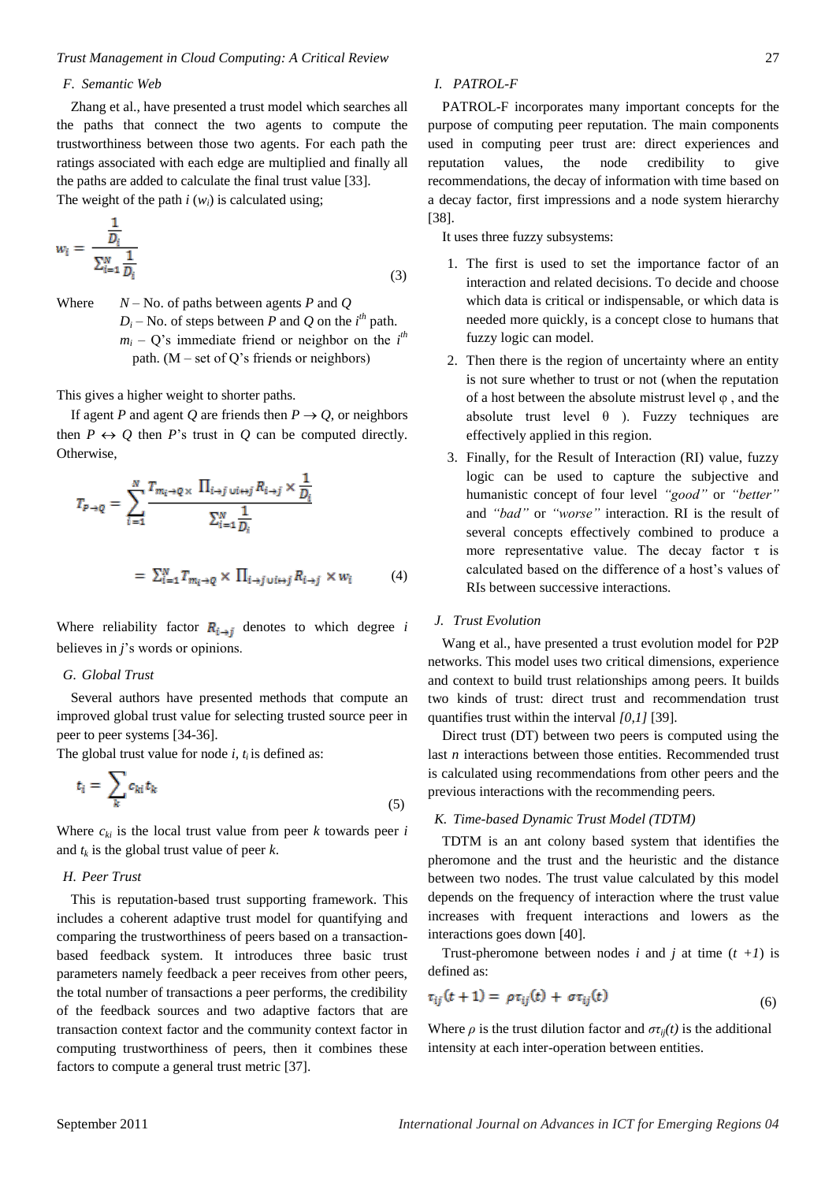### F. Semantic Web

Zhang et al., have presented a trust model which searches all the paths that connect the two agents to compute the trustworthiness between those two agents. For each path the ratings associated with each edge are multiplied and finally all the paths are added to calculate the final trust value [33].

The weight of the path $i$ ($w_i$) is calculated using;

$$w_i = \frac{\frac{1}{D_i}}{\sum_{i=1}^{N} \frac{1}{D_i}} \tag{3}$$

Where $N$ – No. of paths between agents $P$ and $Q$

$D_i$ – No. of steps between $P$ and $Q$ on the $i^{th}$ path.

$m_i$ – Q's immediate friend or neighbor on the $i^{th}$ path. (M – set of Q's friends or neighbors)

This gives a higher weight to shorter paths.

If agent $P$ and agent $Q$ are friends then $P \rightarrow Q$, or neighbors then $P \leftrightarrow Q$ then $P$'s trust in $Q$ can be computed directly. Otherwise,

$$T_{P \rightarrow Q} = \sum_{i=1}^{N} \frac{T_{m_i \rightarrow Q} \times \prod_{i \rightarrow j \cup i \leftrightarrow j} R_{i \rightarrow j} \times \frac{1}{D_i}}{\sum_{i=1}^{N} \frac{1}{D_i}}$$

$$= \sum_{i=1}^{N} T_{m_i \rightarrow Q} \times \prod_{i \rightarrow j \cup i \leftrightarrow j} R_{i \rightarrow j} \times w_i \tag{4}$$

Where reliability factor $R_{i \rightarrow j}$ denotes to which degree $i$ believes in $j$'s words or opinions.

### G. Global Trust

Several authors have presented methods that compute an improved global trust value for selecting trusted source peer in peer to peer systems [34-36].

The global trust value for node $i$, $t_i$ is defined as:

$$t_i = \sum_{k} c_{ki} t_k \tag{5}$$

Where $c_{ki}$ is the local trust value from peer $k$ towards peer $i$ and $t_k$ is the global trust value of peer $k$.

### H. Peer Trust

This is reputation-based trust supporting framework. This includes a coherent adaptive trust model for quantifying and comparing the trustworthiness of peers based on a transaction-based feedback system. It introduces three basic trust parameters namely feedback a peer receives from other peers, the total number of transactions a peer performs, the credibility of the feedback sources and two adaptive factors that are transaction context factor and the community context factor in computing trustworthiness of peers, then it combines these factors to compute a general trust metric [37].

### I. PATROL-F

PATROL-F incorporates many important concepts for the purpose of computing peer reputation. The main components used in computing peer trust are: direct experiences and reputation values, the node credibility to give recommendations, the decay of information with time based on a decay factor, first impressions and a node system hierarchy [38].

It uses three fuzzy subsystems:

1. The first is used to set the importance factor of an interaction and related decisions. To decide and choose which data is critical or indispensable, or which data is needed more quickly, is a concept close to humans that fuzzy logic can model.
2. Then there is the region of uncertainty where an entity is not sure whether to trust or not (when the reputation of a host between the absolute mistrust level $\varphi$ , and the absolute trust level $\theta$ ). Fuzzy techniques are effectively applied in this region.
3. Finally, for the Result of Interaction (RI) value, fuzzy logic can be used to capture the subjective and humanistic concept of four level *"good"* or *"better"* and *"bad"* or *"worse"* interaction. RI is the result of several concepts effectively combined to produce a more representative value. The decay factor $\tau$ is calculated based on the difference of a host's values of RIs between successive interactions.

### J. Trust Evolution

Wang et al., have presented a trust evolution model for P2P networks. This model uses two critical dimensions, experience and context to build trust relationships among peers. It builds two kinds of trust: direct trust and recommendation trust quantifies trust within the interval *[0,1]* [39].

Direct trust (DT) between two peers is computed using the last $n$ interactions between those entities. Recommended trust is calculated using recommendations from other peers and the previous interactions with the recommending peers.

### K. Time-based Dynamic Trust Model (TDTM)

TDTM is an ant colony based system that identifies the pheromone and the trust and the heuristic and the distance between two nodes. The trust value calculated by this model depends on the frequency of interaction where the trust value increases with frequent interactions and lowers as the interactions goes down [40].

Trust-pheromone between nodes $i$ and $j$ at time $(t+1)$ is defined as:

$$\tau_{ij}(t+1) = \rho\tau_{ij}(t) + \sigma\tau_{ij}(t) \tag{6}$$

Where $\rho$ is the trust dilution factor and $\sigma\tau_{ij}(t)$ is the additional intensity at each inter-operation between entities.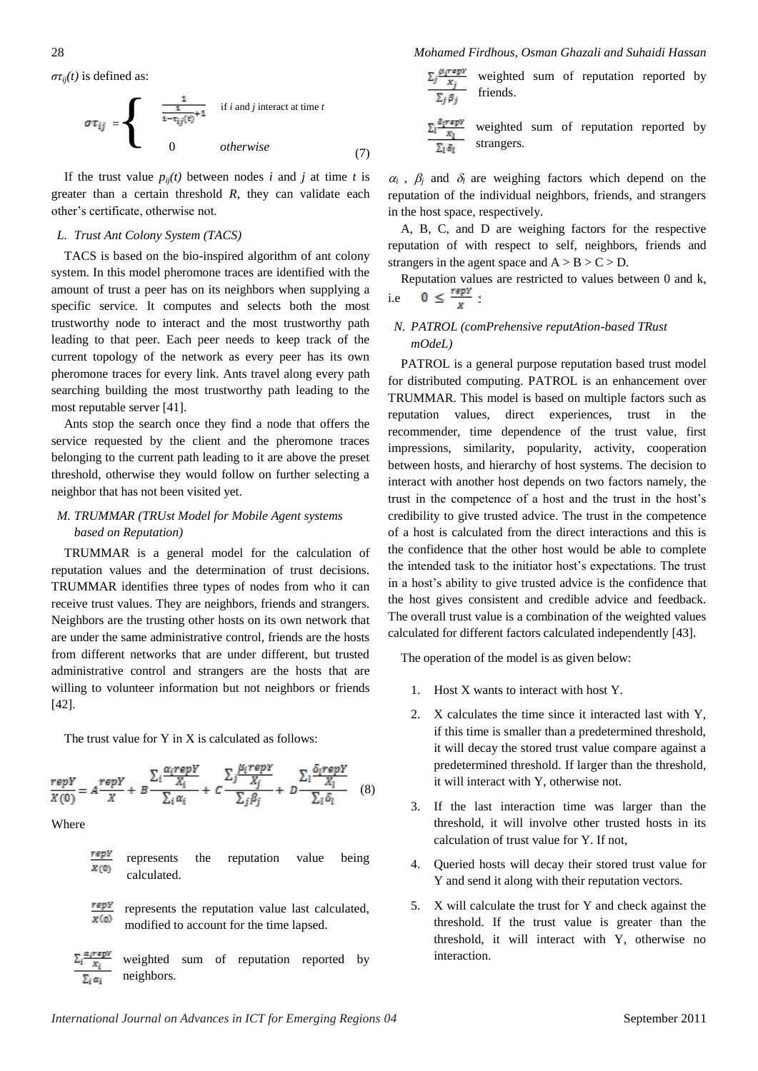$\sigma\tau_{ij}(t)$ is defined as:

$$\sigma\tau_{ij} = \begin{cases} \dfrac{1}{\dfrac{1}{1-\tau_{ij}(t)}+1} & \text{if } i \text{ and } j \text{ interact at time } t \\ 0 & \textit{otherwise} \end{cases} \tag{7}$$

If the trust value $p_{ij}(t)$ between nodes $i$ and $j$ at time $t$ is greater than a certain threshold $R$, they can validate each other's certificate, otherwise not.

### L. Trust Ant Colony System (TACS)

TACS is based on the bio-inspired algorithm of ant colony system. In this model pheromone traces are identified with the amount of trust a peer has on its neighbors when supplying a specific service. It computes and selects both the most trustworthy node to interact and the most trustworthy path leading to that peer. Each peer needs to keep track of the current topology of the network as every peer has its own pheromone traces for every link. Ants travel along every path searching building the most trustworthy path leading to the most reputable server [41].

Ants stop the search once they find a node that offers the service requested by the client and the pheromone traces belonging to the current path leading to it are above the preset threshold, otherwise they would follow on further selecting a neighbor that has not been visited yet.

### M. TRUMMAR (TRUst Model for Mobile Agent systems based on Reputation)

TRUMMAR is a general model for the calculation of reputation values and the determination of trust decisions. TRUMMAR identifies three types of nodes from who it can receive trust values. They are neighbors, friends and strangers. Neighbors are the trusting other hosts on its own network that are under the same administrative control, friends are the hosts from different networks that are under different, but trusted administrative control and strangers are the hosts that are willing to volunteer information but not neighbors or friends [42].

The trust value for Y in X is calculated as follows:

$$\frac{repY}{X(0)} = A\frac{repY}{X} + B\frac{\sum_i \alpha_i \frac{repY}{X_i}}{\sum_i \alpha_i} + C\frac{\sum_j \beta_j \frac{repY}{X_j}}{\sum_j \beta_j} + D\frac{\sum_l \delta_l \frac{repY}{X_l}}{\sum_l \delta_l} \tag{8}$$

Where

$\frac{repY}{X(0)}$ represents the reputation value being calculated.

$\frac{repY}{X(0)}$ represents the reputation value last calculated, modified to account for the time lapsed.

$\frac{\sum_i \alpha_i \frac{repY}{X_i}}{\sum_i \alpha_i}$ weighted sum of reputation reported by neighbors.

$\frac{\sum_j \beta_j \frac{repY}{X_j}}{\sum_j \beta_j}$ weighted sum of reputation reported by friends.

$\frac{\sum_l \delta_l \frac{repY}{X_l}}{\sum_l \delta_l}$ weighted sum of reputation reported by strangers.

$\alpha_i$, $\beta_j$ and $\delta_l$ are weighing factors which depend on the reputation of the individual neighbors, friends, and strangers in the host space, respectively.

A, B, C, and D are weighing factors for the respective reputation of with respect to self, neighbors, friends and strangers in the agent space and A > B > C > D.

Reputation values are restricted to values between 0 and k, i.e $0 \leq \frac{repY}{X}$ :

### N. PATROL (comPrehensive reputAtion-based TRust mOdeL)

PATROL is a general purpose reputation based trust model for distributed computing. PATROL is an enhancement over TRUMMAR. This model is based on multiple factors such as reputation values, direct experiences, trust in the recommender, time dependence of the trust value, first impressions, similarity, popularity, activity, cooperation between hosts, and hierarchy of host systems. The decision to interact with another host depends on two factors namely, the trust in the competence of a host and the trust in the host's credibility to give trusted advice. The trust in the competence of a host is calculated from the direct interactions and this is the confidence that the other host would be able to complete the intended task to the initiator host's expectations. The trust in a host's ability to give trusted advice is the confidence that the host gives consistent and credible advice and feedback. The overall trust value is a combination of the weighted values calculated for different factors calculated independently [43].

The operation of the model is as given below:

1. Host X wants to interact with host Y.
2. X calculates the time since it interacted last with Y, if this time is smaller than a predetermined threshold, it will decay the stored trust value compare against a predetermined threshold. If larger than the threshold, it will interact with Y, otherwise not.
3. If the last interaction time was larger than the threshold, it will involve other trusted hosts in its calculation of trust value for Y. If not,
4. Queried hosts will decay their stored trust value for Y and send it along with their reputation vectors.
5. X will calculate the trust for Y and check against the threshold. If the trust value is greater than the threshold, it will interact with Y, otherwise no interaction.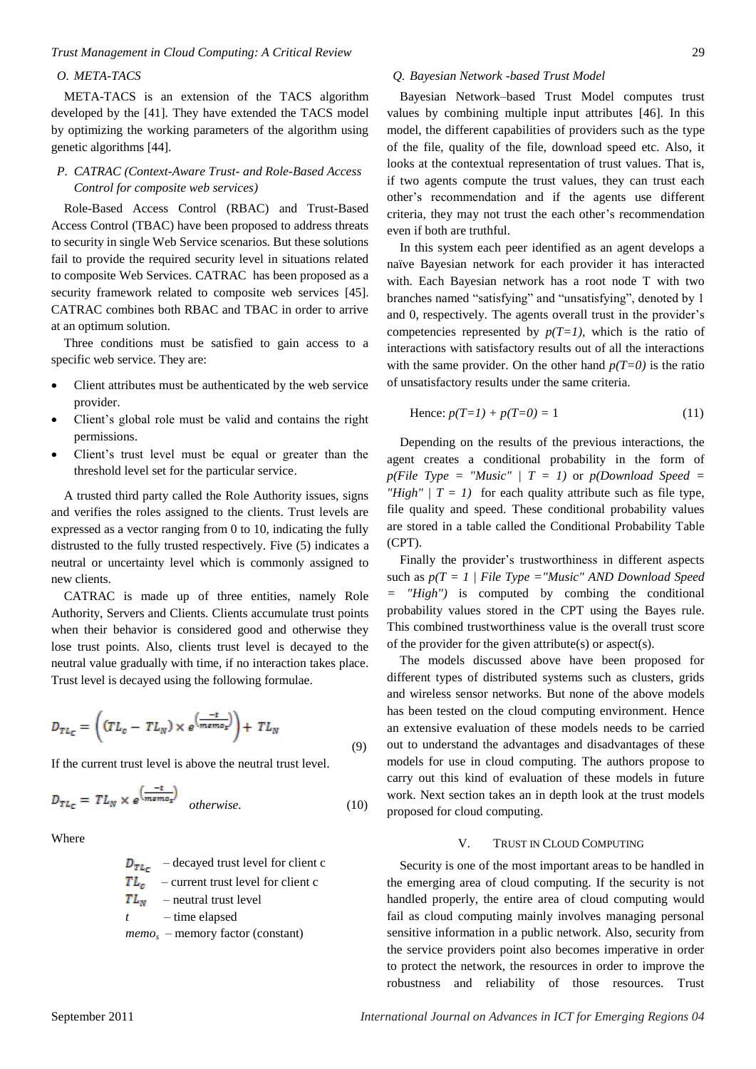### O. META-TACS

META-TACS is an extension of the TACS algorithm developed by the [41]. They have extended the TACS model by optimizing the working parameters of the algorithm using genetic algorithms [44].

### P. CATRAC (Context-Aware Trust- and Role-Based Access Control for composite web services)

Role-Based Access Control (RBAC) and Trust-Based Access Control (TBAC) have been proposed to address threats to security in single Web Service scenarios. But these solutions fail to provide the required security level in situations related to composite Web Services. CATRAC has been proposed as a security framework related to composite web services [45]. CATRAC combines both RBAC and TBAC in order to arrive at an optimum solution.

Three conditions must be satisfied to gain access to a specific web service. They are:

- Client attributes must be authenticated by the web service provider.
- Client's global role must be valid and contains the right permissions.
- Client's trust level must be equal or greater than the threshold level set for the particular service.

A trusted third party called the Role Authority issues, signs and verifies the roles assigned to the clients. Trust levels are expressed as a vector ranging from 0 to 10, indicating the fully distrusted to the fully trusted respectively. Five (5) indicates a neutral or uncertainty level which is commonly assigned to new clients.

CATRAC is made up of three entities, namely Role Authority, Servers and Clients. Clients accumulate trust points when their behavior is considered good and otherwise they lose trust points. Also, clients trust level is decayed to the neutral value gradually with time, if no interaction takes place. Trust level is decayed using the following formulae.

$$D_{TL_c} = \left( (TL_c - TL_N) \times e^{\left(\frac{-t}{memo_s}\right)} \right) + TL_N \tag{9}$$

If the current trust level is above the neutral trust level.

$$D_{TL_c} = TL_N \times e^{\left(\frac{-t}{memo_s}\right)} \quad \textit{otherwise.} \tag{10}$$

Where

$D_{TL_c}$ – decayed trust level for client c
$TL_c$ – current trust level for client c
$TL_N$ – neutral trust level
$t$ – time elapsed
$memo_s$ – memory factor (constant)

### Q. Bayesian Network -based Trust Model

Bayesian Network–based Trust Model computes trust values by combining multiple input attributes [46]. In this model, the different capabilities of providers such as the type of the file, quality of the file, download speed etc. Also, it looks at the contextual representation of trust values. That is, if two agents compute the trust values, they can trust each other's recommendation and if the agents use different criteria, they may not trust the each other's recommendation even if both are truthful.

In this system each peer identified as an agent develops a naïve Bayesian network for each provider it has interacted with. Each Bayesian network has a root node T with two branches named "satisfying" and "unsatisfying", denoted by 1 and 0, respectively. The agents overall trust in the provider's competencies represented by $p(T=1)$, which is the ratio of interactions with satisfactory results out of all the interactions with the same provider. On the other hand $p(T=0)$ is the ratio of unsatisfactory results under the same criteria.

$$\text{Hence: } p(T=1) + p(T=0) = 1 \tag{11}$$

Depending on the results of the previous interactions, the agent creates a conditional probability in the form of *p(File Type = "Music" | T = 1)* or *p(Download Speed = "High" | T = 1)* for each quality attribute such as file type, file quality and speed. These conditional probability values are stored in a table called the Conditional Probability Table (CPT).

Finally the provider's trustworthiness in different aspects such as *p(T = 1 | File Type ="Music" AND Download Speed = "High")* is computed by combing the conditional probability values stored in the CPT using the Bayes rule. This combined trustworthiness value is the overall trust score of the provider for the given attribute(s) or aspect(s).

The models discussed above have been proposed for different types of distributed systems such as clusters, grids and wireless sensor networks. But none of the above models has been tested on the cloud computing environment. Hence an extensive evaluation of these models needs to be carried out to understand the advantages and disadvantages of these models for use in cloud computing. The authors propose to carry out this kind of evaluation of these models in future work. Next section takes an in depth look at the trust models proposed for cloud computing.

## V. TRUST IN CLOUD COMPUTING

Security is one of the most important areas to be handled in the emerging area of cloud computing. If the security is not handled properly, the entire area of cloud computing would fail as cloud computing mainly involves managing personal sensitive information in a public network. Also, security from the service providers point also becomes imperative in order to protect the network, the resources in order to improve the robustness and reliability of those resources. Trust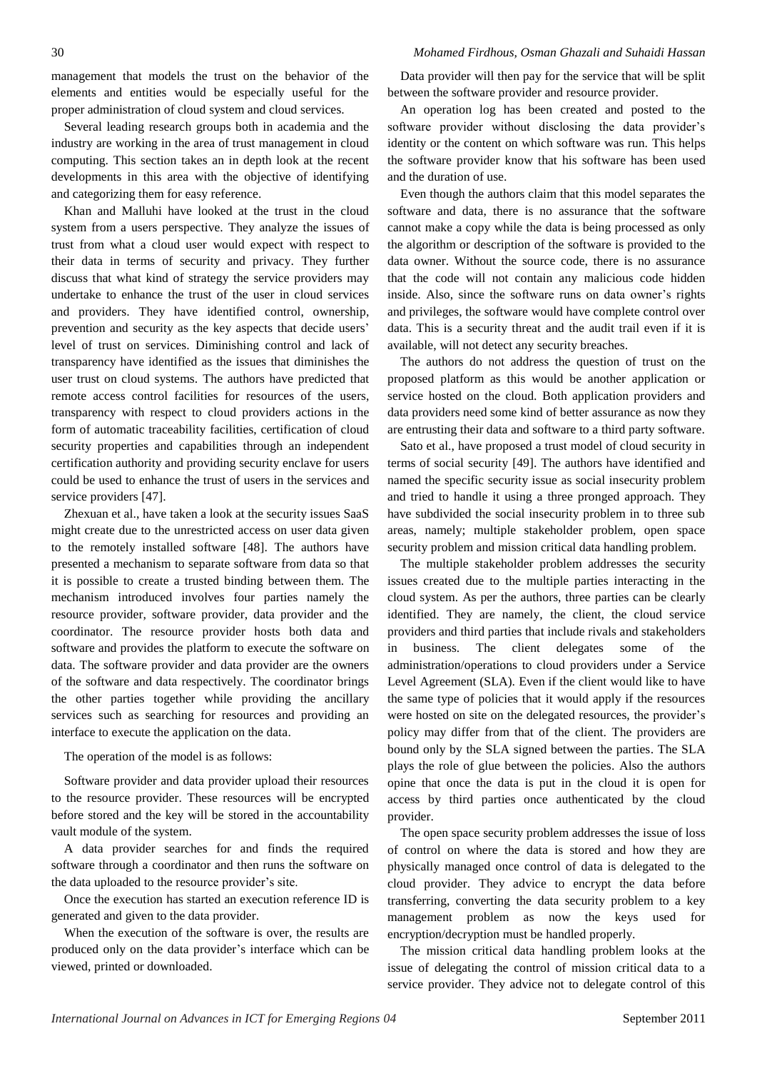management that models the trust on the behavior of the elements and entities would be especially useful for the proper administration of cloud system and cloud services.

Several leading research groups both in academia and the industry are working in the area of trust management in cloud computing. This section takes an in depth look at the recent developments in this area with the objective of identifying and categorizing them for easy reference.

Khan and Malluhi have looked at the trust in the cloud system from a users perspective. They analyze the issues of trust from what a cloud user would expect with respect to their data in terms of security and privacy. They further discuss that what kind of strategy the service providers may undertake to enhance the trust of the user in cloud services and providers. They have identified control, ownership, prevention and security as the key aspects that decide users' level of trust on services. Diminishing control and lack of transparency have identified as the issues that diminishes the user trust on cloud systems. The authors have predicted that remote access control facilities for resources of the users, transparency with respect to cloud providers actions in the form of automatic traceability facilities, certification of cloud security properties and capabilities through an independent certification authority and providing security enclave for users could be used to enhance the trust of users in the services and service providers [47].

Zhexuan et al., have taken a look at the security issues SaaS might create due to the unrestricted access on user data given to the remotely installed software [48]. The authors have presented a mechanism to separate software from data so that it is possible to create a trusted binding between them. The mechanism introduced involves four parties namely the resource provider, software provider, data provider and the coordinator. The resource provider hosts both data and software and provides the platform to execute the software on data. The software provider and data provider are the owners of the software and data respectively. The coordinator brings the other parties together while providing the ancillary services such as searching for resources and providing an interface to execute the application on the data.

The operation of the model is as follows:

Software provider and data provider upload their resources to the resource provider. These resources will be encrypted before stored and the key will be stored in the accountability vault module of the system.

A data provider searches for and finds the required software through a coordinator and then runs the software on the data uploaded to the resource provider's site.

Once the execution has started an execution reference ID is generated and given to the data provider.

When the execution of the software is over, the results are produced only on the data provider's interface which can be viewed, printed or downloaded.

Data provider will then pay for the service that will be split between the software provider and resource provider.

An operation log has been created and posted to the software provider without disclosing the data provider's identity or the content on which software was run. This helps the software provider know that his software has been used and the duration of use.

Even though the authors claim that this model separates the software and data, there is no assurance that the software cannot make a copy while the data is being processed as only the algorithm or description of the software is provided to the data owner. Without the source code, there is no assurance that the code will not contain any malicious code hidden inside. Also, since the software runs on data owner's rights and privileges, the software would have complete control over data. This is a security threat and the audit trail even if it is available, will not detect any security breaches.

The authors do not address the question of trust on the proposed platform as this would be another application or service hosted on the cloud. Both application providers and data providers need some kind of better assurance as now they are entrusting their data and software to a third party software.

Sato et al., have proposed a trust model of cloud security in terms of social security [49]. The authors have identified and named the specific security issue as social insecurity problem and tried to handle it using a three pronged approach. They have subdivided the social insecurity problem in to three sub areas, namely; multiple stakeholder problem, open space security problem and mission critical data handling problem.

The multiple stakeholder problem addresses the security issues created due to the multiple parties interacting in the cloud system. As per the authors, three parties can be clearly identified. They are namely, the client, the cloud service providers and third parties that include rivals and stakeholders in business. The client delegates some of the administration/operations to cloud providers under a Service Level Agreement (SLA). Even if the client would like to have the same type of policies that it would apply if the resources were hosted on site on the delegated resources, the provider's policy may differ from that of the client. The providers are bound only by the SLA signed between the parties. The SLA plays the role of glue between the policies. Also the authors opine that once the data is put in the cloud it is open for access by third parties once authenticated by the cloud provider.

The open space security problem addresses the issue of loss of control on where the data is stored and how they are physically managed once control of data is delegated to the cloud provider. They advice to encrypt the data before transferring, converting the data security problem to a key management problem as now the keys used for encryption/decryption must be handled properly.

The mission critical data handling problem looks at the issue of delegating the control of mission critical data to a service provider. They advice not to delegate control of this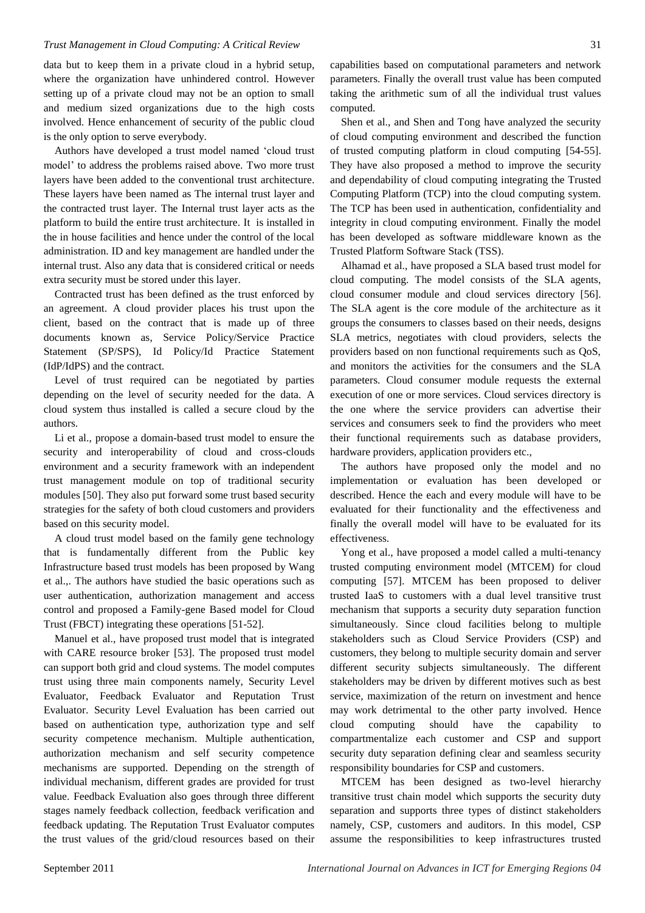data but to keep them in a private cloud in a hybrid setup, where the organization have unhindered control. However setting up of a private cloud may not be an option to small and medium sized organizations due to the high costs involved. Hence enhancement of security of the public cloud is the only option to serve everybody.

Authors have developed a trust model named 'cloud trust model' to address the problems raised above. Two more trust layers have been added to the conventional trust architecture. These layers have been named as The internal trust layer and the contracted trust layer. The Internal trust layer acts as the platform to build the entire trust architecture. It is installed in the in house facilities and hence under the control of the local administration. ID and key management are handled under the internal trust. Also any data that is considered critical or needs extra security must be stored under this layer.

Contracted trust has been defined as the trust enforced by an agreement. A cloud provider places his trust upon the client, based on the contract that is made up of three documents known as, Service Policy/Service Practice Statement (SP/SPS), Id Policy/Id Practice Statement (IdP/IdPS) and the contract.

Level of trust required can be negotiated by parties depending on the level of security needed for the data. A cloud system thus installed is called a secure cloud by the authors.

Li et al., propose a domain-based trust model to ensure the security and interoperability of cloud and cross-clouds environment and a security framework with an independent trust management module on top of traditional security modules [50]. They also put forward some trust based security strategies for the safety of both cloud customers and providers based on this security model.

A cloud trust model based on the family gene technology that is fundamentally different from the Public key Infrastructure based trust models has been proposed by Wang et al.,. The authors have studied the basic operations such as user authentication, authorization management and access control and proposed a Family-gene Based model for Cloud Trust (FBCT) integrating these operations [51-52].

Manuel et al., have proposed trust model that is integrated with CARE resource broker [53]. The proposed trust model can support both grid and cloud systems. The model computes trust using three main components namely, Security Level Evaluator, Feedback Evaluator and Reputation Trust Evaluator. Security Level Evaluation has been carried out based on authentication type, authorization type and self security competence mechanism. Multiple authentication, authorization mechanism and self security competence mechanisms are supported. Depending on the strength of individual mechanism, different grades are provided for trust value. Feedback Evaluation also goes through three different stages namely feedback collection, feedback verification and feedback updating. The Reputation Trust Evaluator computes the trust values of the grid/cloud resources based on their capabilities based on computational parameters and network parameters. Finally the overall trust value has been computed taking the arithmetic sum of all the individual trust values computed.

Shen et al., and Shen and Tong have analyzed the security of cloud computing environment and described the function of trusted computing platform in cloud computing [54-55]. They have also proposed a method to improve the security and dependability of cloud computing integrating the Trusted Computing Platform (TCP) into the cloud computing system. The TCP has been used in authentication, confidentiality and integrity in cloud computing environment. Finally the model has been developed as software middleware known as the Trusted Platform Software Stack (TSS).

Alhamad et al., have proposed a SLA based trust model for cloud computing. The model consists of the SLA agents, cloud consumer module and cloud services directory [56]. The SLA agent is the core module of the architecture as it groups the consumers to classes based on their needs, designs SLA metrics, negotiates with cloud providers, selects the providers based on non functional requirements such as QoS, and monitors the activities for the consumers and the SLA parameters. Cloud consumer module requests the external execution of one or more services. Cloud services directory is the one where the service providers can advertise their services and consumers seek to find the providers who meet their functional requirements such as database providers, hardware providers, application providers etc.,

The authors have proposed only the model and no implementation or evaluation has been developed or described. Hence the each and every module will have to be evaluated for their functionality and the effectiveness and finally the overall model will have to be evaluated for its effectiveness.

Yong et al., have proposed a model called a multi-tenancy trusted computing environment model (MTCEM) for cloud computing [57]. MTCEM has been proposed to deliver trusted IaaS to customers with a dual level transitive trust mechanism that supports a security duty separation function simultaneously. Since cloud facilities belong to multiple stakeholders such as Cloud Service Providers (CSP) and customers, they belong to multiple security domain and server different security subjects simultaneously. The different stakeholders may be driven by different motives such as best service, maximization of the return on investment and hence may work detrimental to the other party involved. Hence cloud computing should have the capability to compartmentalize each customer and CSP and support security duty separation defining clear and seamless security responsibility boundaries for CSP and customers.

MTCEM has been designed as two-level hierarchy transitive trust chain model which supports the security duty separation and supports three types of distinct stakeholders namely, CSP, customers and auditors. In this model, CSP assume the responsibilities to keep infrastructures trusted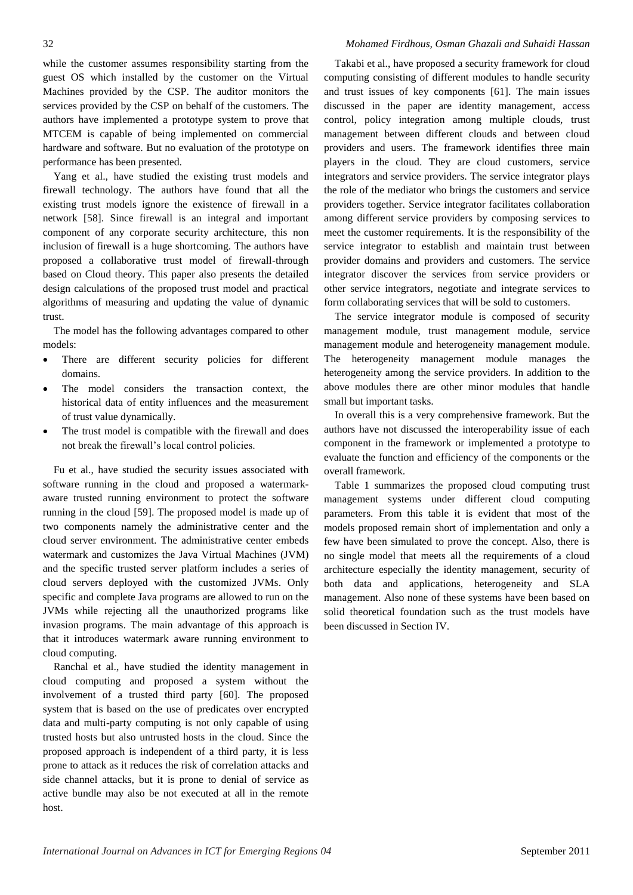while the customer assumes responsibility starting from the guest OS which installed by the customer on the Virtual Machines provided by the CSP. The auditor monitors the services provided by the CSP on behalf of the customers. The authors have implemented a prototype system to prove that MTCEM is capable of being implemented on commercial hardware and software. But no evaluation of the prototype on performance has been presented.

Yang et al., have studied the existing trust models and firewall technology. The authors have found that all the existing trust models ignore the existence of firewall in a network [58]. Since firewall is an integral and important component of any corporate security architecture, this non inclusion of firewall is a huge shortcoming. The authors have proposed a collaborative trust model of firewall-through based on Cloud theory. This paper also presents the detailed design calculations of the proposed trust model and practical algorithms of measuring and updating the value of dynamic trust.

The model has the following advantages compared to other models:

- There are different security policies for different domains.
- The model considers the transaction context, the historical data of entity influences and the measurement of trust value dynamically.
- The trust model is compatible with the firewall and does not break the firewall's local control policies.

Fu et al., have studied the security issues associated with software running in the cloud and proposed a watermark-aware trusted running environment to protect the software running in the cloud [59]. The proposed model is made up of two components namely the administrative center and the cloud server environment. The administrative center embeds watermark and customizes the Java Virtual Machines (JVM) and the specific trusted server platform includes a series of cloud servers deployed with the customized JVMs. Only specific and complete Java programs are allowed to run on the JVMs while rejecting all the unauthorized programs like invasion programs. The main advantage of this approach is that it introduces watermark aware running environment to cloud computing.

Ranchal et al., have studied the identity management in cloud computing and proposed a system without the involvement of a trusted third party [60]. The proposed system that is based on the use of predicates over encrypted data and multi-party computing is not only capable of using trusted hosts but also untrusted hosts in the cloud. Since the proposed approach is independent of a third party, it is less prone to attack as it reduces the risk of correlation attacks and side channel attacks, but it is prone to denial of service as active bundle may also be not executed at all in the remote host.

Takabi et al., have proposed a security framework for cloud computing consisting of different modules to handle security and trust issues of key components [61]. The main issues discussed in the paper are identity management, access control, policy integration among multiple clouds, trust management between different clouds and between cloud providers and users. The framework identifies three main players in the cloud. They are cloud customers, service integrators and service providers. The service integrator plays the role of the mediator who brings the customers and service providers together. Service integrator facilitates collaboration among different service providers by composing services to meet the customer requirements. It is the responsibility of the service integrator to establish and maintain trust between provider domains and providers and customers. The service integrator discover the services from service providers or other service integrators, negotiate and integrate services to form collaborating services that will be sold to customers.

The service integrator module is composed of security management module, trust management module, service management module and heterogeneity management module. The heterogeneity management module manages the heterogeneity among the service providers. In addition to the above modules there are other minor modules that handle small but important tasks.

In overall this is a very comprehensive framework. But the authors have not discussed the interoperability issue of each component in the framework or implemented a prototype to evaluate the function and efficiency of the components or the overall framework.

Table 1 summarizes the proposed cloud computing trust management systems under different cloud computing parameters. From this table it is evident that most of the models proposed remain short of implementation and only a few have been simulated to prove the concept. Also, there is no single model that meets all the requirements of a cloud architecture especially the identity management, security of both data and applications, heterogeneity and SLA management. Also none of these systems have been based on solid theoretical foundation such as the trust models have been discussed in Section IV.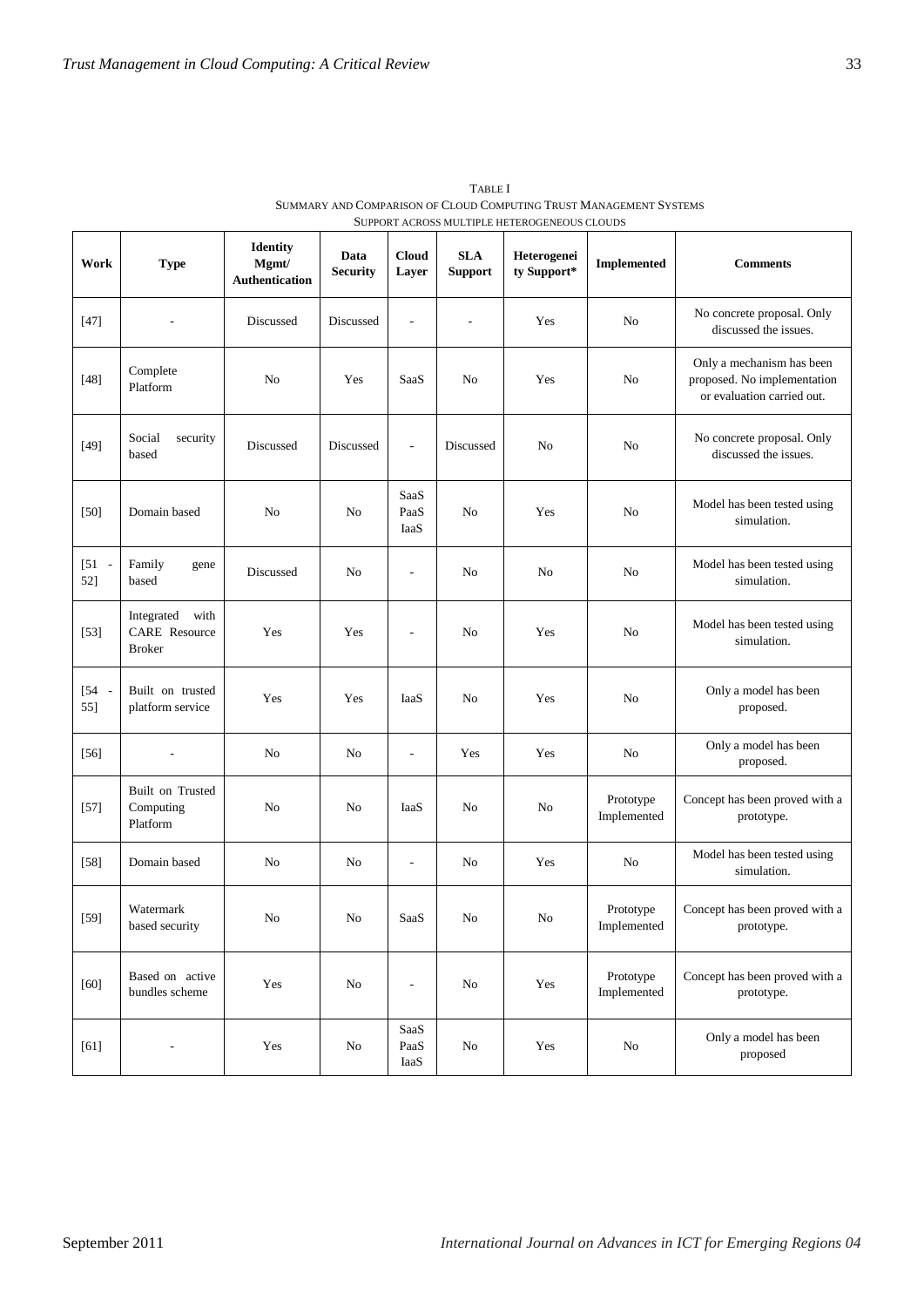TABLE I
SUMMARY AND COMPARISON OF CLOUD COMPUTING TRUST MANAGEMENT SYSTEMS
SUPPORT ACROSS MULTIPLE HETEROGENEOUS CLOUDS

| Work | Type | Identity Mgmt/ Authentication | Data Security | Cloud Layer | SLA Support | Heterogeneity Support* | Implemented | Comments |
|---|---|---|---|---|---|---|---|---|
| [47] | - | Discussed | Discussed | - | - | Yes | No | No concrete proposal. Only discussed the issues. |
| [48] | Complete Platform | No | Yes | SaaS | No | Yes | No | Only a mechanism has been proposed. No implementation or evaluation carried out. |
| [49] | Social security based | Discussed | Discussed | - | Discussed | No | No | No concrete proposal. Only discussed the issues. |
| [50] | Domain based | No | No | SaaS PaaS IaaS | No | Yes | No | Model has been tested using simulation. |
| [51 - 52] | Family gene based | Discussed | No | - | No | No | No | Model has been tested using simulation. |
| [53] | Integrated with CARE Resource Broker | Yes | Yes | - | No | Yes | No | Model has been tested using simulation. |
| [54 - 55] | Built on trusted platform service | Yes | Yes | IaaS | No | Yes | No | Only a model has been proposed. |
| [56] | - | No | No | - | Yes | Yes | No | Only a model has been proposed. |
| [57] | Built on Trusted Computing Platform | No | No | IaaS | No | No | Prototype Implemented | Concept has been proved with a prototype. |
| [58] | Domain based | No | No | - | No | Yes | No | Model has been tested using simulation. |
| [59] | Watermark based security | No | No | SaaS | No | No | Prototype Implemented | Concept has been proved with a prototype. |
| [60] | Based on active bundles scheme | Yes | No | - | No | Yes | Prototype Implemented | Concept has been proved with a prototype. |
| [61] | - | Yes | No | SaaS PaaS IaaS | No | Yes | No | Only a model has been proposed |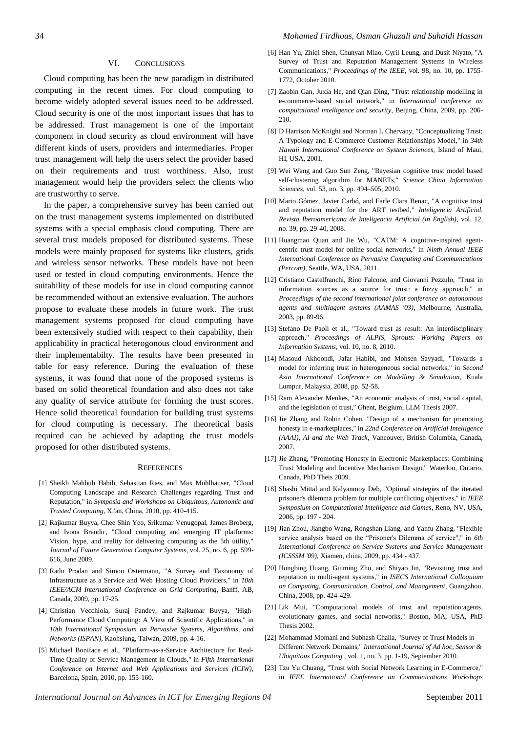## VI. CONCLUSIONS

Cloud computing has been the new paradigm in distributed computing in the recent times. For cloud computing to become widely adopted several issues need to be addressed. Cloud security is one of the most important issues that has to be addressed. Trust management is one of the important component in cloud security as cloud environment will have different kinds of users, providers and intermediaries. Proper trust management will help the users select the provider based on their requirements and trust worthiness. Also, trust management would help the providers select the clients who are trustworthy to serve.

In the paper, a comprehensive survey has been carried out on the trust management systems implemented on distributed systems with a special emphasis cloud computing. There are several trust models proposed for distributed systems. These models were mainly proposed for systems like clusters, grids and wireless sensor networks. These models have not been used or tested in cloud computing environments. Hence the suitability of these models for use in cloud computing cannot be recommended without an extensive evaluation. The authors propose to evaluate these models in future work. The trust management systems proposed for cloud computing have been extensively studied with respect to their capability, their applicability in practical heterogonous cloud environment and their implementabilty. The results have been presented in table for easy reference. During the evaluation of these systems, it was found that none of the proposed systems is based on solid theoretical foundation and also does not take any quality of service attribute for forming the trust scores. Hence solid theoretical foundation for building trust systems for cloud computing is necessary. The theoretical basis required can be achieved by adapting the trust models proposed for other distributed systems.

## REFERENCES

[1] Sheikh Mahbub Habib, Sebastian Ries, and Max Mühlhäuser, "Cloud Computing Landscape and Research Challenges regarding Trust and Reputation," in *Symposia and Workshops on Ubiquitous, Autonomic and Trusted Computing*, Xi'an, China, 2010, pp. 410-415.

[2] Rajkumar Buyya, Chee Shin Yeo, Srikumar Venugopal, James Broberg, and Ivona Brandic, "Cloud computing and emerging IT platforms: Vision, hype, and reality for delivering computing as the 5th utility," *Journal of Future Generation Computer Systems*, vol. 25, no. 6, pp. 599-616, June 2009.

[3] Radu Prodan and Simon Ostermann, "A Survey and Taxonomy of Infrastructure as a Service and Web Hosting Cloud Providers," in *10th IEEE/ACM International Conference on Grid Computing*, Banff, AB, Canada, 2009, pp. 17-25.

[4] Christian Vecchiola, Suraj Pandey, and Rajkumar Buyya, "High-Performance Cloud Computing: A View of Scientific Applications," in *10th International Symposium on Pervasive Systems, Algorithms, and Networks (ISPAN)*, Kaohsiung, Taiwan, 2009, pp. 4-16.

[5] Michael Boniface et al., "Platform-as-a-Service Architecture for Real-Time Quality of Service Management in Clouds," in *Fifth International Conference on Internet and Web Applications and Services (ICIW)*, Barcelona, Spain, 2010, pp. 155-160.

[6] Han Yu, Zhiqi Shen, Chunyan Miao, Cyril Leung, and Dusit Niyato, "A Survey of Trust and Reputation Management Systems in Wireless Communications," *Proceedings of the IEEE*, vol. 98, no. 10, pp. 1755-1772, October 2010.

[7] Zaobin Gan, Juxia He, and Qian Ding, "Trust relationship modelling in e-commerce-based social network," in *International conference on computational intelligence and security*, Beijing, China, 2009, pp. 206-210.

[8] D Harrison McKnight and Norman L Chervany, "Conceptualizing Trust: A Typology and E-Commerce Customer Relationships Model," in *34th Hawaii International Conference on System Sciences*, Island of Maui, HI, USA, 2001.

[9] Wei Wang and Guo Sun Zeng, "Bayesian cognitive trust model based self-clustering algorithm for MANETs," *Science China Information Sciences*, vol. 53, no. 3, pp. 494–505, 2010.

[10] Mario Gómez, Javier Carbó, and Earle Clara Benac, "A cognitive trust and reputation model for the ART testbed," *Inteligencia Artificial. Revista Iberoamericana de Inteligencia Artificial (in English)*, vol. 12, no. 39, pp. 29-40, 2008.

[11] Huangmao Quan and Jie Wu, "CATM: A cognitive-inspired agent-centric trust model for online social networks," in *Ninth Annual IEEE International Conference on Pervasive Computing and Communications (Percom)*, Seattle, WA, USA, 2011.

[12] Cristiano Castelfranchi, Rino Falcone, and Giovanni Pezzulo, "Trust in information sources as a source for trust: a fuzzy approach," in *Proceedings of the second international joint conference on autonomous agents and multiagent systems (AAMAS '03)*, Melbourne, Australia, 2003, pp. 89-96.

[13] Stefano De Paoli et al., "Toward trust as result: An interdisciplinary approach," *Proceedings of ALPIS, Sprouts: Working Papers on Information Systems*, vol. 10, no. 8, 2010.

[14] Masoud Akhoondi, Jafar Habibi, and Mohsen Sayyadi, "Towards a model for inferring trust in heterogeneous social networks," in *Second Asia International Conference on Modelling & Simulation*, Kuala Lumpur, Malaysia, 2008, pp. 52-58.

[15] Ram Alexander Menkes, "An economic analysis of trust, social capital, and the legislation of trust," Ghent, Belgium, LLM Thesis 2007.

[16] Jie Zhang and Robin Cohen, "Design of a mechanism for promoting honesty in e-marketplaces," in *22nd Conference on Artificial Intelligence (AAAI), AI and the Web Track*, Vancouver, British Columbia, Canada, 2007.

[17] Jie Zhang, "Promoting Honesty in Electronic Marketplaces: Combining Trust Modeling and Incentive Mechanism Design," Waterloo, Ontario, Canada, PhD Theis 2009.

[18] Shashi Mittal and Kalyanmoy Deb, "Optimal strategies of the iterated prisoner's dilemma problem for multiple conflicting objectives," in *IEEE Symposium on Computational Intelligence and Games*, Reno, NV, USA, 2006, pp. 197 - 204.

[19] Jian Zhou, Jiangbo Wang, Rongshan Liang, and Yanfu Zhang, "Flexible service analysis based on the "Prisoner's Dilemma of service"," in *6th International Conference on Service Systems and Service Management (ICSSSM '09)*, Xiamen, china, 2009, pp. 434 - 437.

[20] Hongbing Huang, Guiming Zhu, and Shiyao Jin, "Revisiting trust and reputation in multi-agent systems," in *ISECS International Colloquium on Computing, Communication, Control, and Management*, Guangzhou, China, 2008, pp. 424-429.

[21] Lik Mui, "Computational models of trust and reputation:agents, evolutionary games, and social networks," Boston, MA, USA, PhD Thesis 2002.

[22] Mohammad Momani and Subhash Challa, "Survey of Trust Models in Different Network Domains," *International Journal of Ad hoc, Sensor & Ubiquitous Computing* , vol. 1, no. 3, pp. 1-19, September 2010.

[23] Tzu Yu Chuang, "Trust with Social Network Learning in E-Commerce," in *IEEE International Conference on Communications Workshops*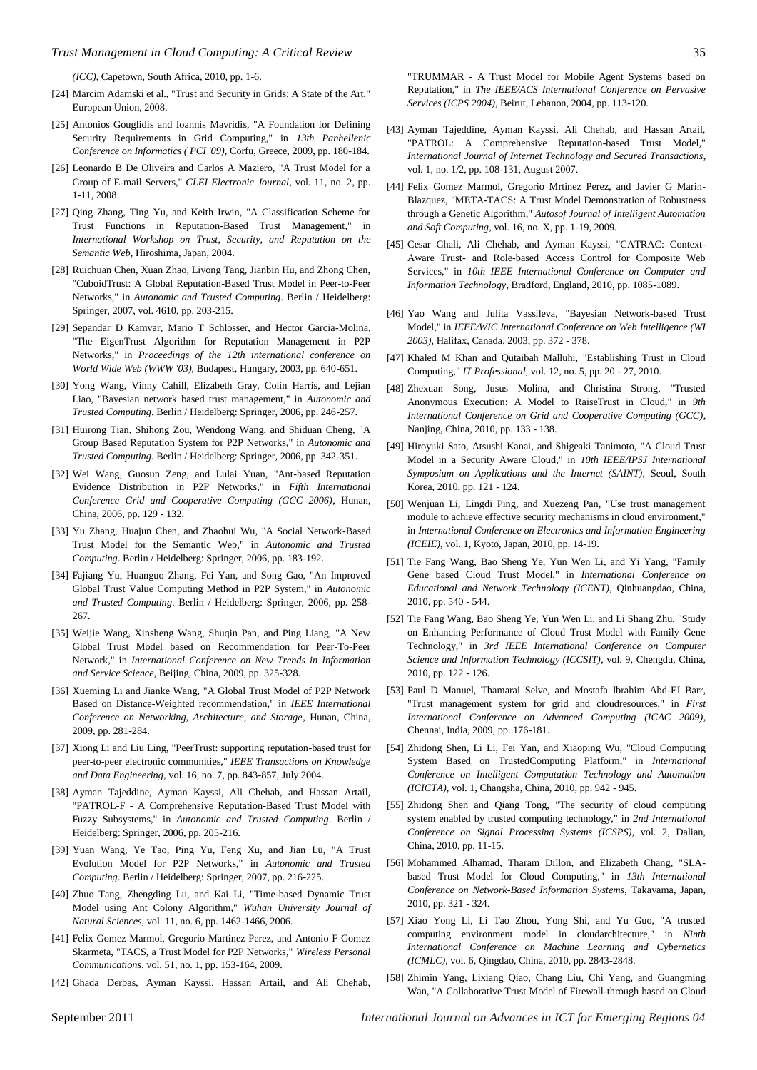*(ICC)*, Capetown, South Africa, 2010, pp. 1-6.

[24] Marcim Adamski et al., "Trust and Security in Grids: A State of the Art," European Union, 2008.

[25] Antonios Gouglidis and Ioannis Mavridis, "A Foundation for Defining Security Requirements in Grid Computing," in *13th Panhellenic Conference on Informatics ( PCI '09)*, Corfu, Greece, 2009, pp. 180-184.

[26] Leonardo B De Oliveira and Carlos A Maziero, "A Trust Model for a Group of E-mail Servers," *CLEI Electronic Journal*, vol. 11, no. 2, pp. 1-11, 2008.

[27] Qing Zhang, Ting Yu, and Keith Irwin, "A Classification Scheme for Trust Functions in Reputation-Based Trust Management," in *International Workshop on Trust, Security, and Reputation on the Semantic Web*, Hiroshima, Japan, 2004.

[28] Ruichuan Chen, Xuan Zhao, Liyong Tang, Jianbin Hu, and Zhong Chen, "CuboidTrust: A Global Reputation-Based Trust Model in Peer-to-Peer Networks," in *Autonomic and Trusted Computing*. Berlin / Heidelberg: Springer, 2007, vol. 4610, pp. 203-215.

[29] Sepandar D Kamvar, Mario T Schlosser, and Hector Garcia-Molina, "The EigenTrust Algorithm for Reputation Management in P2P Networks," in *Proceedings of the 12th international conference on World Wide Web (WWW '03)*, Budapest, Hungary, 2003, pp. 640-651.

[30] Yong Wang, Vinny Cahill, Elizabeth Gray, Colin Harris, and Lejian Liao, "Bayesian network based trust management," in *Autonomic and Trusted Computing*. Berlin / Heidelberg: Springer, 2006, pp. 246-257.

[31] Huirong Tian, Shihong Zou, Wendong Wang, and Shiduan Cheng, "A Group Based Reputation System for P2P Networks," in *Autonomic and Trusted Computing*. Berlin / Heidelberg: Springer, 2006, pp. 342-351.

[32] Wei Wang, Guosun Zeng, and Lulai Yuan, "Ant-based Reputation Evidence Distribution in P2P Networks," in *Fifth International Conference Grid and Cooperative Computing (GCC 2006)*, Hunan, China, 2006, pp. 129 - 132.

[33] Yu Zhang, Huajun Chen, and Zhaohui Wu, "A Social Network-Based Trust Model for the Semantic Web," in *Autonomic and Trusted Computing*. Berlin / Heidelberg: Springer, 2006, pp. 183-192.

[34] Fajiang Yu, Huanguo Zhang, Fei Yan, and Song Gao, "An Improved Global Trust Value Computing Method in P2P System," in *Autonomic and Trusted Computing*. Berlin / Heidelberg: Springer, 2006, pp. 258-267.

[35] Weijie Wang, Xinsheng Wang, Shuqin Pan, and Ping Liang, "A New Global Trust Model based on Recommendation for Peer-To-Peer Network," in *International Conference on New Trends in Information and Service Science*, Beijing, China, 2009, pp. 325-328.

[36] Xueming Li and Jianke Wang, "A Global Trust Model of P2P Network Based on Distance-Weighted recommendation," in *IEEE International Conference on Networking, Architecture, and Storage*, Hunan, China, 2009, pp. 281-284.

[37] Xiong Li and Liu Ling, "PeerTrust: supporting reputation-based trust for peer-to-peer electronic communities," *IEEE Transactions on Knowledge and Data Engineering*, vol. 16, no. 7, pp. 843-857, July 2004.

[38] Ayman Tajeddine, Ayman Kayssi, Ali Chehab, and Hassan Artail, "PATROL-F - A Comprehensive Reputation-Based Trust Model with Fuzzy Subsystems," in *Autonomic and Trusted Computing*. Berlin / Heidelberg: Springer, 2006, pp. 205-216.

[39] Yuan Wang, Ye Tao, Ping Yu, Feng Xu, and Jian Lü, "A Trust Evolution Model for P2P Networks," in *Autonomic and Trusted Computing*. Berlin / Heidelberg: Springer, 2007, pp. 216-225.

[40] Zhuo Tang, Zhengding Lu, and Kai Li, "Time-based Dynamic Trust Model using Ant Colony Algorithm," *Wuhan University Journal of Natural Sciences*, vol. 11, no. 6, pp. 1462-1466, 2006.

[41] Felix Gomez Marmol, Gregorio Martinez Perez, and Antonio F Gomez Skarmeta, "TACS, a Trust Model for P2P Networks," *Wireless Personal Communications*, vol. 51, no. 1, pp. 153-164, 2009.

[42] Ghada Derbas, Ayman Kayssi, Hassan Artail, and Ali Chehab, "TRUMMAR - A Trust Model for Mobile Agent Systems based on Reputation," in *The IEEE/ACS International Conference on Pervasive Services (ICPS 2004)*, Beirut, Lebanon, 2004, pp. 113-120.

[43] Ayman Tajeddine, Ayman Kayssi, Ali Chehab, and Hassan Artail, "PATROL: A Comprehensive Reputation-based Trust Model," *International Journal of Internet Technology and Secured Transactions*, vol. 1, no. 1/2, pp. 108-131, August 2007.

[44] Felix Gomez Marmol, Gregorio Mrtinez Perez, and Javier G Marin-Blazquez, "META-TACS: A Trust Model Demonstration of Robustness through a Genetic Algorithm," *Autosof Journal of Intelligent Automation and Soft Computing*, vol. 16, no. X, pp. 1-19, 2009.

[45] Cesar Ghali, Ali Chehab, and Ayman Kayssi, "CATRAC: Context-Aware Trust- and Role-based Access Control for Composite Web Services," in *10th IEEE International Conference on Computer and Information Technology*, Bradford, England, 2010, pp. 1085-1089.

[46] Yao Wang and Julita Vassileva, "Bayesian Network-based Trust Model," in *IEEE/WIC International Conference on Web Intelligence (WI 2003)*, Halifax, Canada, 2003, pp. 372 - 378.

[47] Khaled M Khan and Qutaibah Malluhi, "Establishing Trust in Cloud Computing," *IT Professional*, vol. 12, no. 5, pp. 20 - 27, 2010.

[48] Zhexuan Song, Jusus Molina, and Christina Strong, "Trusted Anonymous Execution: A Model to RaiseTrust in Cloud," in *9th International Conference on Grid and Cooperative Computing (GCC)*, Nanjing, China, 2010, pp. 133 - 138.

[49] Hiroyuki Sato, Atsushi Kanai, and Shigeaki Tanimoto, "A Cloud Trust Model in a Security Aware Cloud," in *10th IEEE/IPSJ International Symposium on Applications and the Internet (SAINT)*, Seoul, South Korea, 2010, pp. 121 - 124.

[50] Wenjuan Li, Lingdi Ping, and Xuezeng Pan, "Use trust management module to achieve effective security mechanisms in cloud environment," in *International Conference on Electronics and Information Engineering (ICEIE)*, vol. 1, Kyoto, Japan, 2010, pp. 14-19.

[51] Tie Fang Wang, Bao Sheng Ye, Yun Wen Li, and Yi Yang, "Family Gene based Cloud Trust Model," in *International Conference on Educational and Network Technology (ICENT)*, Qinhuangdao, China, 2010, pp. 540 - 544.

[52] Tie Fang Wang, Bao Sheng Ye, Yun Wen Li, and Li Shang Zhu, "Study on Enhancing Performance of Cloud Trust Model with Family Gene Technology," in *3rd IEEE International Conference on Computer Science and Information Technology (ICCSIT)*, vol. 9, Chengdu, China, 2010, pp. 122 - 126.

[53] Paul D Manuel, Thamarai Selve, and Mostafa Ibrahim Abd-El Barr, "Trust management system for grid and cloudresources," in *First International Conference on Advanced Computing (ICAC 2009)*, Chennai, India, 2009, pp. 176-181.

[54] Zhidong Shen, Li Li, Fei Yan, and Xiaoping Wu, "Cloud Computing System Based on TrustedComputing Platform," in *International Conference on Intelligent Computation Technology and Automation (ICICTA)*, vol. 1, Changsha, China, 2010, pp. 942 - 945.

[55] Zhidong Shen and Qiang Tong, "The security of cloud computing system enabled by trusted computing technology," in *2nd International Conference on Signal Processing Systems (ICSPS)*, vol. 2, Dalian, China, 2010, pp. 11-15.

[56] Mohammed Alhamad, Tharam Dillon, and Elizabeth Chang, "SLA-based Trust Model for Cloud Computing," in *13th International Conference on Network-Based Information Systems*, Takayama, Japan, 2010, pp. 321 - 324.

[57] Xiao Yong Li, Li Tao Zhou, Yong Shi, and Yu Guo, "A trusted computing environment model in cloudarchitecture," in *Ninth International Conference on Machine Learning and Cybernetics (ICMLC)*, vol. 6, Qingdao, China, 2010, pp. 2843-2848.

[58] Zhimin Yang, Lixiang Qiao, Chang Liu, Chi Yang, and Guangming Wan, "A Collaborative Trust Model of Firewall-through based on Cloud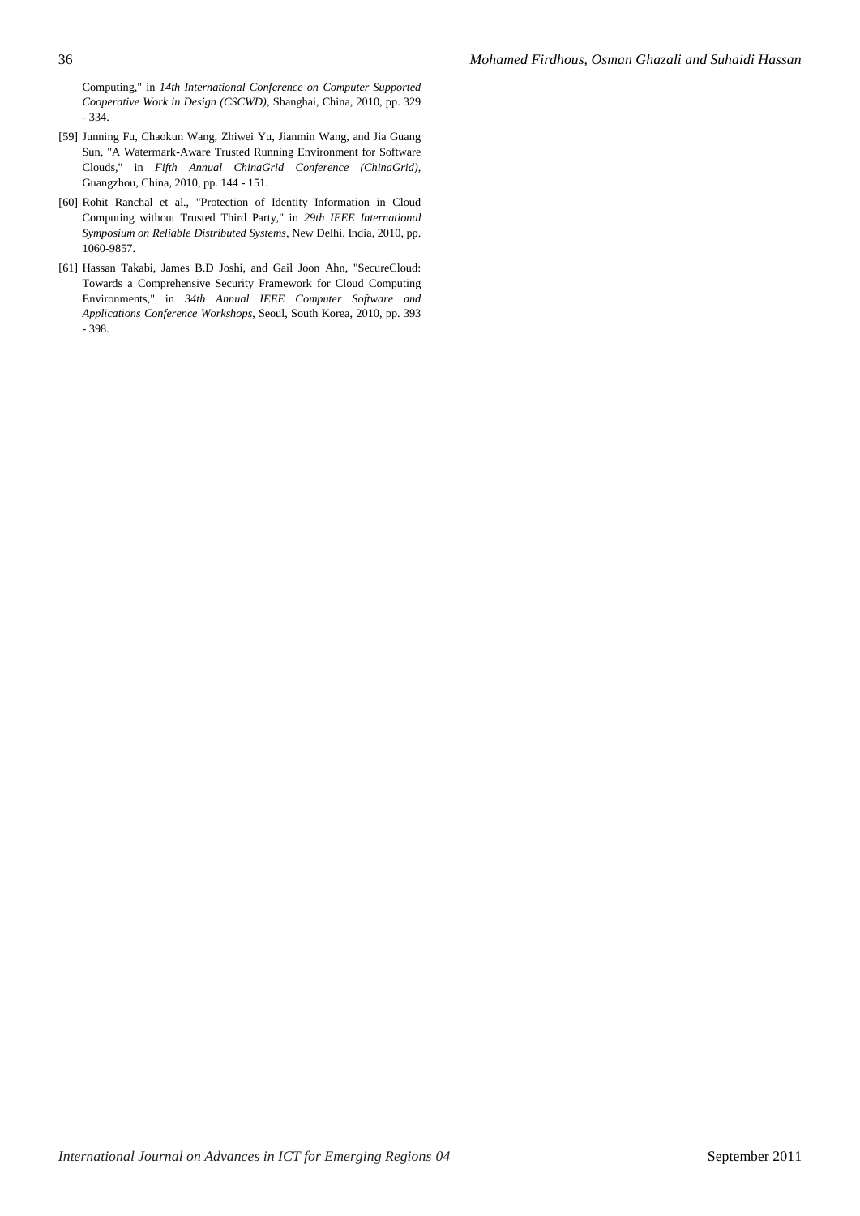Computing," in *14th International Conference on Computer Supported Cooperative Work in Design (CSCWD)*, Shanghai, China, 2010, pp. 329 - 334.

[59] Junning Fu, Chaokun Wang, Zhiwei Yu, Jianmin Wang, and Jia Guang Sun, "A Watermark-Aware Trusted Running Environment for Software Clouds," in *Fifth Annual ChinaGrid Conference (ChinaGrid)*, Guangzhou, China, 2010, pp. 144 - 151.

[60] Rohit Ranchal et al., "Protection of Identity Information in Cloud Computing without Trusted Third Party," in *29th IEEE International Symposium on Reliable Distributed Systems*, New Delhi, India, 2010, pp. 1060-9857.

[61] Hassan Takabi, James B.D Joshi, and Gail Joon Ahn, "SecureCloud: Towards a Comprehensive Security Framework for Cloud Computing Environments," in *34th Annual IEEE Computer Software and Applications Conference Workshops*, Seoul, South Korea, 2010, pp. 393 - 398.